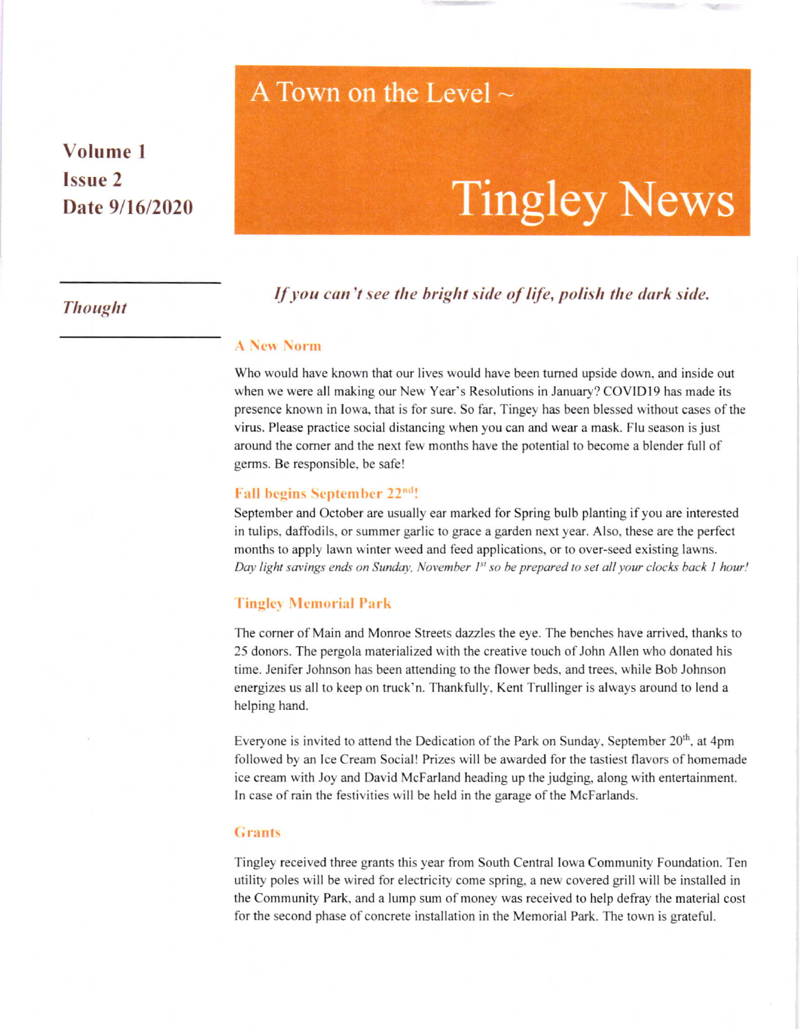# A Town on the Level ~

# Tingley News

**Volume 1**
**Issue 2**
**Date 9/16/2020**

***Thought***

***If you can't see the bright side of life, polish the dark side.***

### A New Norm

Who would have known that our lives would have been turned upside down, and inside out when we were all making our New Year's Resolutions in January? COVID19 has made its presence known in Iowa, that is for sure. So far, Tingey has been blessed without cases of the virus. Please practice social distancing when you can and wear a mask. Flu season is just around the corner and the next few months have the potential to become a blender full of germs. Be responsible, be safe!

### Fall begins September 22nd!

September and October are usually ear marked for Spring bulb planting if you are interested in tulips, daffodils, or summer garlic to grace a garden next year. Also, these are the perfect months to apply lawn winter weed and feed applications, or to over-seed existing lawns. *Day light savings ends on Sunday, November 1st so be prepared to set all your clocks back 1 hour!*

### Tingley Memorial Park

The corner of Main and Monroe Streets dazzles the eye. The benches have arrived, thanks to 25 donors. The pergola materialized with the creative touch of John Allen who donated his time. Jenifer Johnson has been attending to the flower beds, and trees, while Bob Johnson energizes us all to keep on truck'n. Thankfully, Kent Trullinger is always around to lend a helping hand.

Everyone is invited to attend the Dedication of the Park on Sunday, September 20th, at 4pm followed by an Ice Cream Social! Prizes will be awarded for the tastiest flavors of homemade ice cream with Joy and David McFarland heading up the judging, along with entertainment. In case of rain the festivities will be held in the garage of the McFarlands.

### Grants

Tingley received three grants this year from South Central Iowa Community Foundation. Ten utility poles will be wired for electricity come spring, a new covered grill will be installed in the Community Park, and a lump sum of money was received to help defray the material cost for the second phase of concrete installation in the Memorial Park. The town is grateful.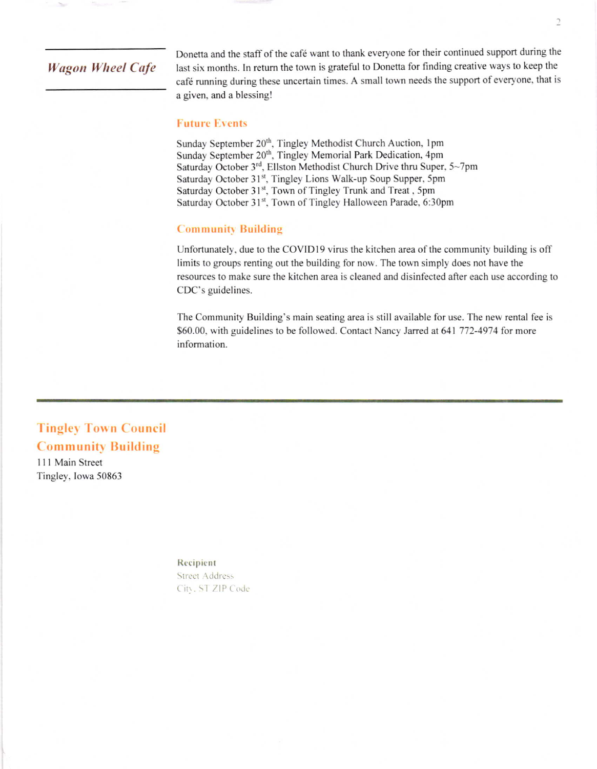## *Wagon Wheel Cafe*

Donetta and the staff of the café want to thank everyone for their continued support during the last six months. In return the town is grateful to Donetta for finding creative ways to keep the café running during these uncertain times. A small town needs the support of everyone, that is a given, and a blessing!

### Future Events

Sunday September 20th, Tingley Methodist Church Auction, 1pm
Sunday September 20th, Tingley Memorial Park Dedication, 4pm
Saturday October 3rd, Ellston Methodist Church Drive thru Super, 5~7pm
Saturday October 31st, Tingley Lions Walk-up Soup Supper, 5pm
Saturday October 31st, Town of Tingley Trunk and Treat , 5pm
Saturday October 31st, Town of Tingley Halloween Parade, 6:30pm

### Community Building

Unfortunately, due to the COVID19 virus the kitchen area of the community building is off limits to groups renting out the building for now. The town simply does not have the resources to make sure the kitchen area is cleaned and disinfected after each use according to CDC's guidelines.

The Community Building's main seating area is still available for use. The new rental fee is $60.00, with guidelines to be followed. Contact Nancy Jarred at 641 772-4974 for more information.

---

**Tingley Town Council**
**Community Building**
111 Main Street
Tingley, Iowa 50863

**Recipient**
Street Address
City, ST ZIP Code